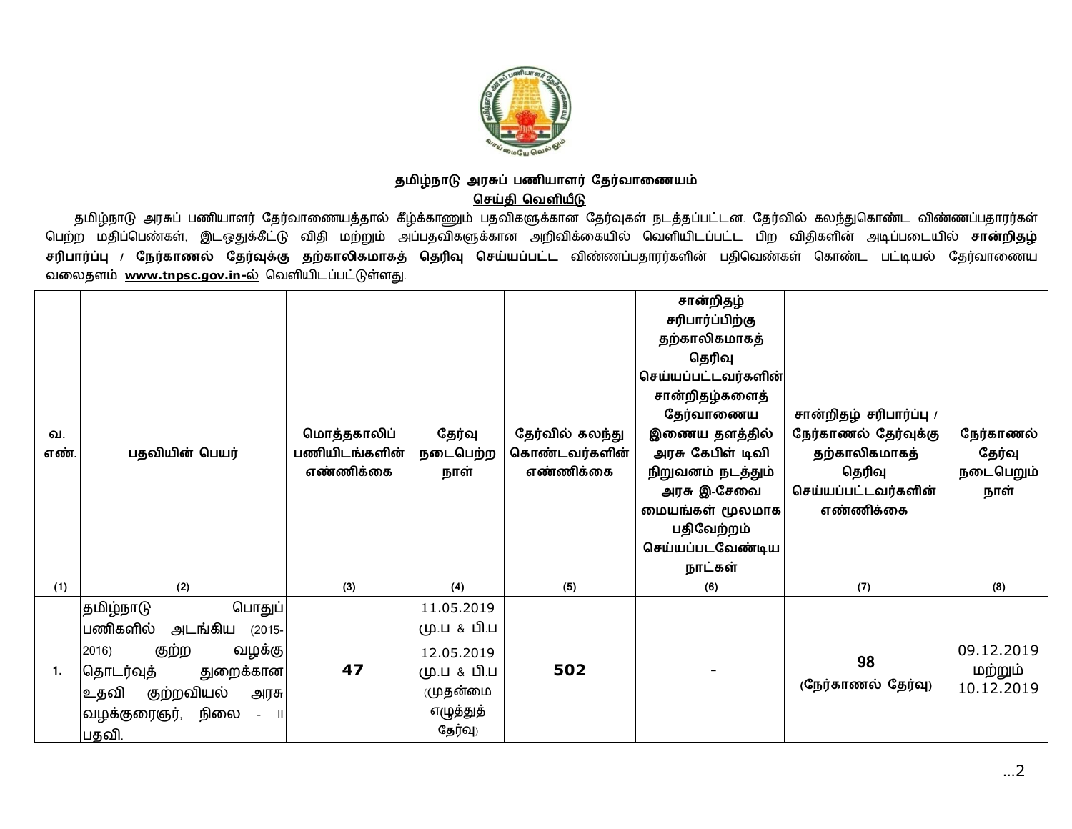## தமிழ்நாடு அரசுப் பணியாளர் தேர்வாணையம்

## செய்தி வெளியீடு

தமிழ்நாடு அரசுப் பணியாளர் தேர்வாணையத்தால் கீழ்க்காணும் பதவிகளுக்கான தேர்வுகள் நடத்தப்பட்டன. தேர்வில் கலந்துகொண்ட விண்ணப்பதாரர்கள் பெற்ற மதிப்பெண்கள், இடஒதுக்கீட்டு விதி மற்றும் அப்பதவிகளுக்கான அறிவிக்கையில் வெளியிடப்பட்ட பிற விதிகளின் அடிப்படையில் **சான்றிதழ் சரிபார்ப்பு / நேர்காணல் தேர்வுக்கு தற்காலிகமாகத் தெரிவு செய்யப்பட்ட** விண்ணப்பதாரர்களின் பதிவெண்கள் கொண்ட பட்டியல் தேர்வாணைய வலைதளம் **www.tnpsc.gov.in-ல்** வெளியிடப்பட்டுள்ளது.

| வ. எண். | பதவியின் பெயர் | மொத்தகாலிப் பணியிடங்களின் எண்ணிக்கை | தேர்வு நடைபெற்ற நாள் | தேர்வில் கலந்து கொண்டவர்களின் எண்ணிக்கை | சான்றிதழ் சரிபார்ப்பிற்கு தற்காலிகமாகத் தெரிவு செய்யப்பட்டவர்களின் சான்றிதழ்களைத் தேர்வாணைய இணைய தளத்தில் அரசு கேபிள் டிவி நிறுவனம் நடத்தும் அரசு இ-சேவை மையங்கள் மூலமாக பதிவேற்றம் செய்யப்படவேண்டிய நாட்கள் | சான்றிதழ் சரிபார்ப்பு / நேர்காணல் தேர்வுக்கு தற்காலிகமாகத் தெரிவு செய்யப்பட்டவர்களின் எண்ணிக்கை | நேர்காணல் தேர்வு நடைபெறும் நாள் |
|---|---|---|---|---|---|---|---|
| (1) | (2) | (3) | (4) | (5) | (6) | (7) | (8) |
| 1. | தமிழ்நாடு பொதுப் பணிகளில் அடங்கிய (2015-2016) குற்ற வழக்கு தொடர்வுத் துறைக்கான உதவி குற்றவியல் அரசு வழக்குரைஞர், நிலை - II பதவி. | **47** | 11.05.2019 மு.ப & பி.ப 12.05.2019 மு.ப & பி.ப (முதன்மை எழுத்துத் தேர்வு) | **502** | - | **98** (நேர்காணல் தேர்வு) | 09.12.2019 மற்றும் 10.12.2019 |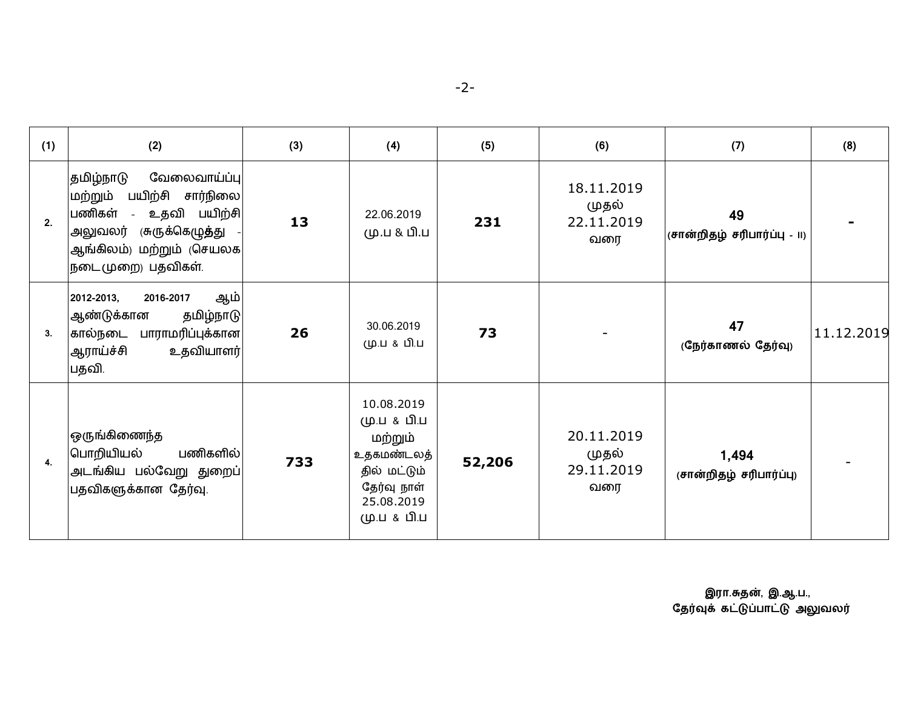| (1) | (2) | (3) | (4) | (5) | (6) | (7) | (8) |
|---|---|---|---|---|---|---|---|
| 2. | தமிழ்நாடு வேலைவாய்ப்பு மற்றும் பயிற்சி சார்நிலை பணிகள் - உதவி பயிற்சி அலுவலர் (சுருக்கெழுத்து - ஆங்கிலம்) மற்றும் (செயலக நடைமுறை) பதவிகள். | **13** | 22.06.2019 மு.ப & பி.ப | **231** | 18.11.2019 முதல் 22.11.2019 வரை | **49** (சான்றிதழ் சரிபார்ப்பு - II) | **-** |
| 3. | 2012-2013, 2016-2017 ஆம் ஆண்டுக்கான தமிழ்நாடு கால்நடை பாராமரிப்புக்கான ஆராய்ச்சி உதவியாளர் பதவி. | **26** | 30.06.2019 மு.ப & பி.ப | **73** | - | **47** (நேர்காணல் தேர்வு) | 11.12.2019 |
| 4. | ஒருங்கிணைந்த பொறியியல் பணிகளில் அடங்கிய பல்வேறு துறைப் பதவிகளுக்கான தேர்வு. | **733** | 10.08.2019 மு.ப & பி.ப மற்றும் உதகமண்டலத்தில் மட்டும் தேர்வு நாள் 25.08.2019 மு.ப & பி.ப | **52,206** | 20.11.2019 முதல் 29.11.2019 வரை | **1,494** (சான்றிதழ் சரிபார்ப்பு) | - |

**இரா.சுதன், இ.ஆ.ப.,**
**தேர்வுக் கட்டுப்பாட்டு அலுவலர்**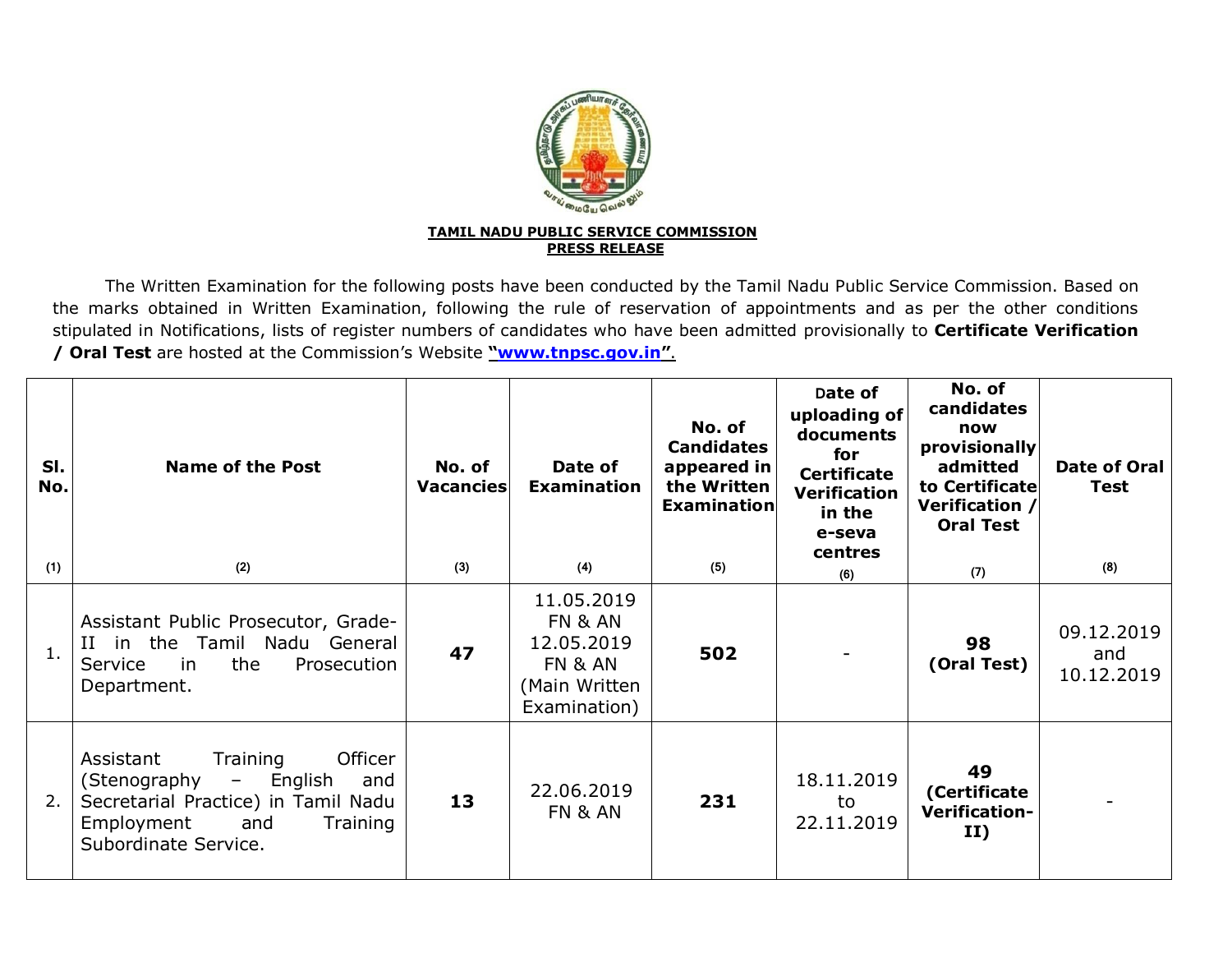**TAMIL NADU PUBLIC SERVICE COMMISSION**
**PRESS RELEASE**

The Written Examination for the following posts have been conducted by the Tamil Nadu Public Service Commission. Based on the marks obtained in Written Examination, following the rule of reservation of appointments and as per the other conditions stipulated in Notifications, lists of register numbers of candidates who have been admitted provisionally to **Certificate Verification / Oral Test** are hosted at the Commission's Website **"www.tnpsc.gov.in"**.

| Sl. No. (1) | Name of the Post (2) | No. of Vacancies (3) | Date of Examination (4) | No. of Candidates appeared in the Written Examination (5) | Date of uploading of documents for Certificate Verification in the e-seva centres (6) | No. of candidates now provisionally admitted to Certificate Verification / Oral Test (7) | Date of Oral Test (8) |
|---|---|---|---|---|---|---|---|
| 1. | Assistant Public Prosecutor, Grade-II in the Tamil Nadu General Service in the Prosecution Department. | **47** | 11.05.2019 FN & AN 12.05.2019 FN & AN (Main Written Examination) | **502** | - | **98 (Oral Test)** | 09.12.2019 and 10.12.2019 |
| 2. | Assistant Training Officer (Stenography – English and Secretarial Practice) in Tamil Nadu Employment and Training Subordinate Service. | **13** | 22.06.2019 FN & AN | **231** | 18.11.2019 to 22.11.2019 | **49 (Certificate Verification-II)** | - |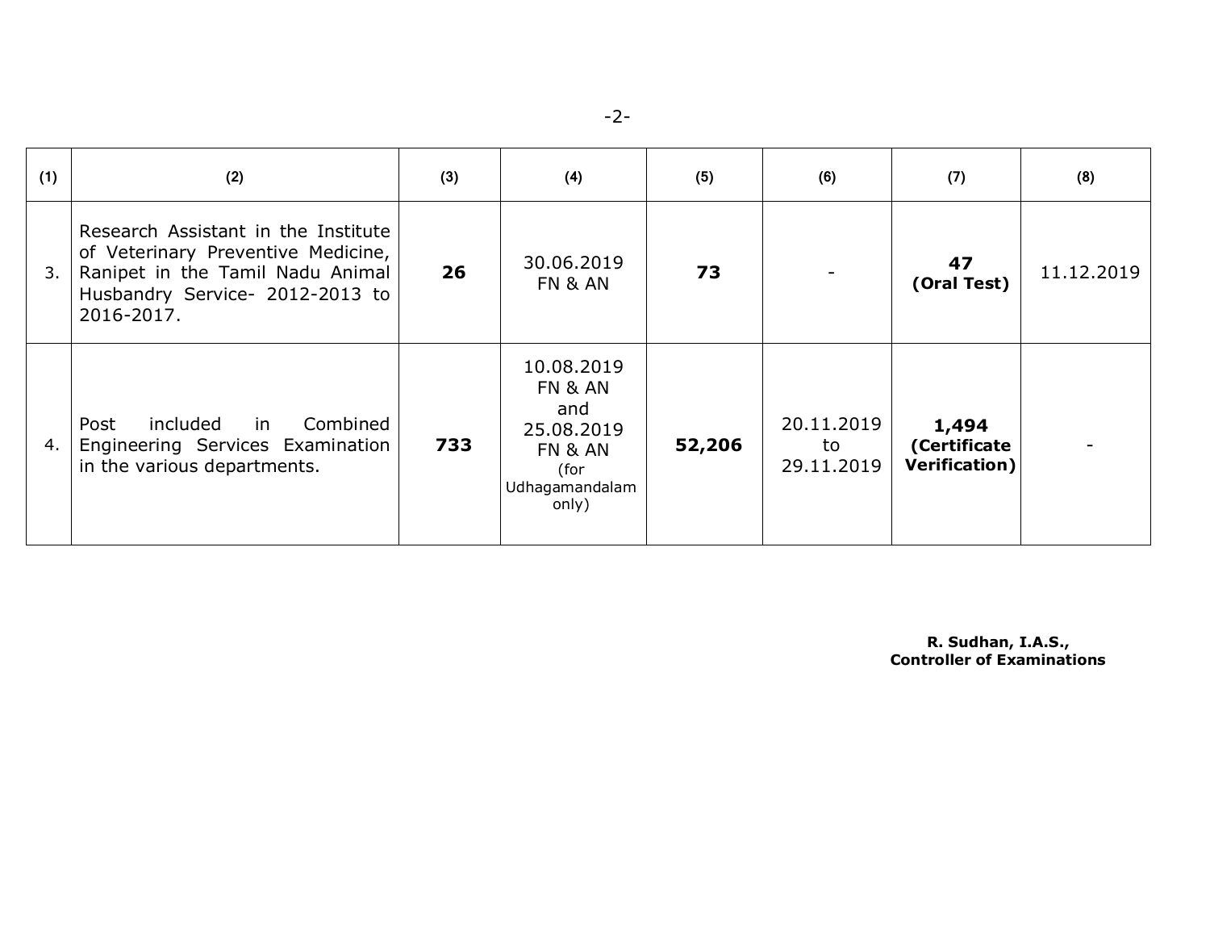| (1) | (2) | (3) | (4) | (5) | (6) | (7) | (8) |
|---|---|---|---|---|---|---|---|
| 3. | Research Assistant in the Institute of Veterinary Preventive Medicine, Ranipet in the Tamil Nadu Animal Husbandry Service- 2012-2013 to 2016-2017. | **26** | 30.06.2019 FN & AN | **73** | - | **47 (Oral Test)** | 11.12.2019 |
| 4. | Post included in Combined Engineering Services Examination in the various departments. | **733** | 10.08.2019 FN & AN and 25.08.2019 FN & AN (for Udhagamandalam only) | **52,206** | 20.11.2019 to 29.11.2019 | **1,494 (Certificate Verification)** | - |

**R. Sudhan, I.A.S.,**
**Controller of Examinations**